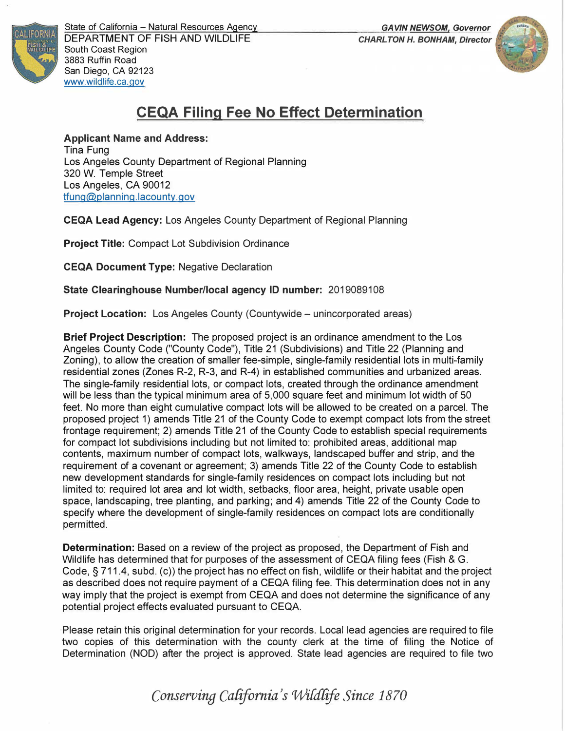State of California – Natural Resources Agency
DEPARTMENT OF FISH AND WILDLIFE
South Coast Region
3883 Ruffin Road
San Diego, CA 92123
www.wildlife.ca.gov

***GAVIN NEWSOM, Governor***
***CHARLTON H. BONHAM, Director***

# CEQA Filing Fee No Effect Determination

**Applicant Name and Address:**
Tina Fung
Los Angeles County Department of Regional Planning
320 W. Temple Street
Los Angeles, CA 90012
tfung@planning.lacounty.gov

**CEQA Lead Agency:** Los Angeles County Department of Regional Planning

**Project Title:** Compact Lot Subdivision Ordinance

**CEQA Document Type:** Negative Declaration

**State Clearinghouse Number/local agency ID number:** 2019089108

**Project Location:** Los Angeles County (Countywide – unincorporated areas)

**Brief Project Description:** The proposed project is an ordinance amendment to the Los Angeles County Code ("County Code"), Title 21 (Subdivisions) and Title 22 (Planning and Zoning), to allow the creation of smaller fee-simple, single-family residential lots in multi-family residential zones (Zones R-2, R-3, and R-4) in established communities and urbanized areas. The single-family residential lots, or compact lots, created through the ordinance amendment will be less than the typical minimum area of 5,000 square feet and minimum lot width of 50 feet. No more than eight cumulative compact lots will be allowed to be created on a parcel. The proposed project 1) amends Title 21 of the County Code to exempt compact lots from the street frontage requirement; 2) amends Title 21 of the County Code to establish special requirements for compact lot subdivisions including but not limited to: prohibited areas, additional map contents, maximum number of compact lots, walkways, landscaped buffer and strip, and the requirement of a covenant or agreement; 3) amends Title 22 of the County Code to establish new development standards for single-family residences on compact lots including but not limited to: required lot area and lot width, setbacks, floor area, height, private usable open space, landscaping, tree planting, and parking; and 4) amends Title 22 of the County Code to specify where the development of single-family residences on compact lots are conditionally permitted.

**Determination:** Based on a review of the project as proposed, the Department of Fish and Wildlife has determined that for purposes of the assessment of CEQA filing fees (Fish & G. Code, § 711.4, subd. (c)) the project has no effect on fish, wildlife or their habitat and the project as described does not require payment of a CEQA filing fee. This determination does not in any way imply that the project is exempt from CEQA and does not determine the significance of any potential project effects evaluated pursuant to CEQA.

Please retain this original determination for your records. Local lead agencies are required to file two copies of this determination with the county clerk at the time of filing the Notice of Determination (NOD) after the project is approved. State lead agencies are required to file two

*Conserving California's Wildlife Since 1870*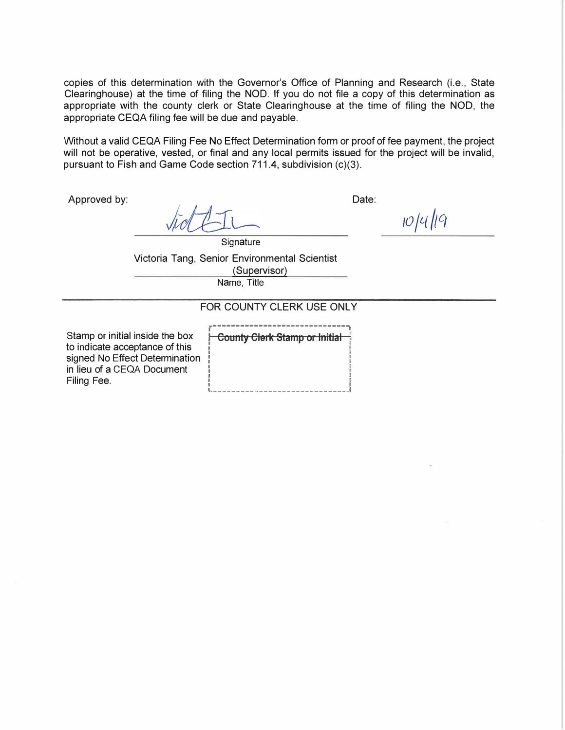copies of this determination with the Governor's Office of Planning and Research (i.e., State Clearinghouse) at the time of filing the NOD. If you do not file a copy of this determination as appropriate with the county clerk or State Clearinghouse at the time of filing the NOD, the appropriate CEQA filing fee will be due and payable.

Without a valid CEQA Filing Fee No Effect Determination form or proof of fee payment, the project will not be operative, vested, or final and any local permits issued for the project will be invalid, pursuant to Fish and Game Code section 711.4, subdivision (c)(3).

Approved by: [signature] Date: 10/4/19

Signature

Victoria Tang, Senior Environmental Scientist (Supervisor)

Name, Title

---

FOR COUNTY CLERK USE ONLY

Stamp or initial inside the box to indicate acceptance of this signed No Effect Determination in lieu of a CEQA Document Filing Fee.

County Clerk Stamp or Initial